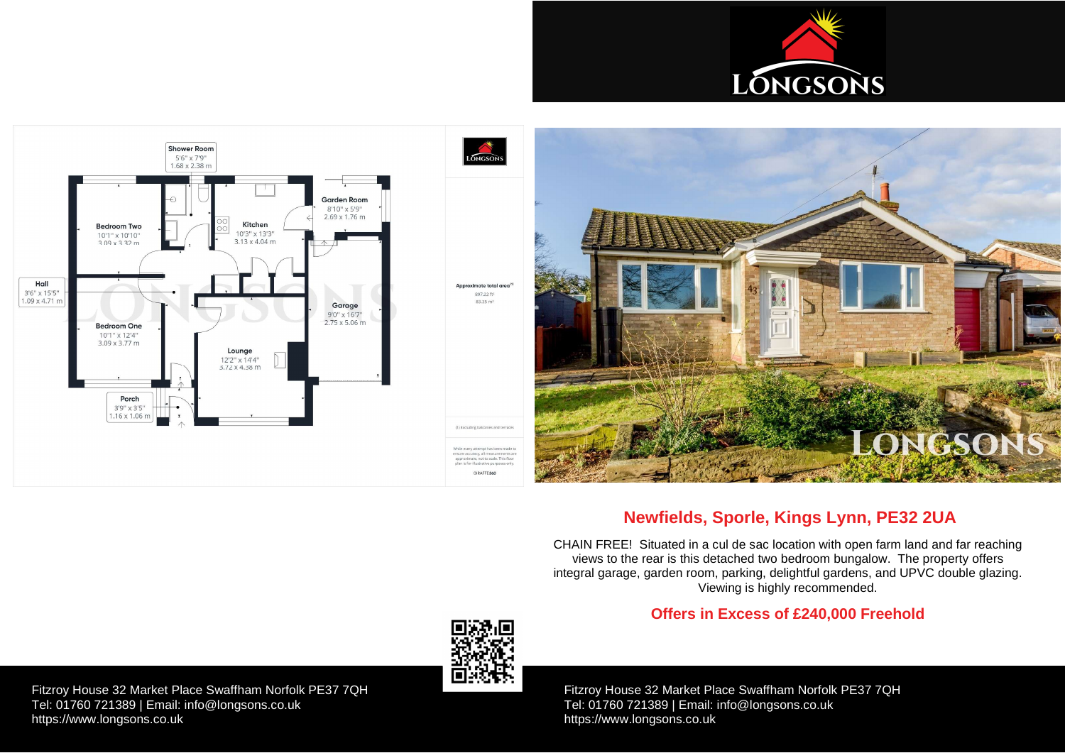## Newfields, Sporle, Kings Lynn, PE32 2UA

CHAIN FREE! Situated in a cul de sac location with open farm land and far reaching views to the rear is this detached two bedroom bungalow. The property offers integral garage, garden room, parking, delightful gardens, and UPVC double glazing. Viewing is highly recommended.

### Offers in Excess of £240,000 Freehold

Shower Room 5'6" x 7'9" 1.68 x 2.38 m

Bedroom Two 10'1" x 10'10" 3.09 x 3.32 m

Kitchen 10'3" x 13'3" 3.13 x 4.04 m

Garden Room 8'10" x 5'9" 2.69 x 1.76 m

Hall 3'6" x 15'5" 1.09 x 4.71 m

Garage 9'0" x 16'7" 2.75 x 5.06 m

Bedroom One 10'1" x 12'4" 3.09 x 3.77 m

Lounge 12'2" x 14'4" 3.72 x 4.38 m

Porch 3'9" x 3'5" 1.16 x 1.06 m

Approximate total area[1] 897.22 ft² 83.35 m²

(1) Excluding balconies and terraces

While every attempt has been made to ensure accuracy, all measurements are approximate, not to scale. This floor plan is for illustrative purposes only.

GIRAFFE360

Fitzroy House 32 Market Place Swaffham Norfolk PE37 7QH
Tel: 01760 721389 | Email: info@longsons.co.uk
https://www.longsons.co.uk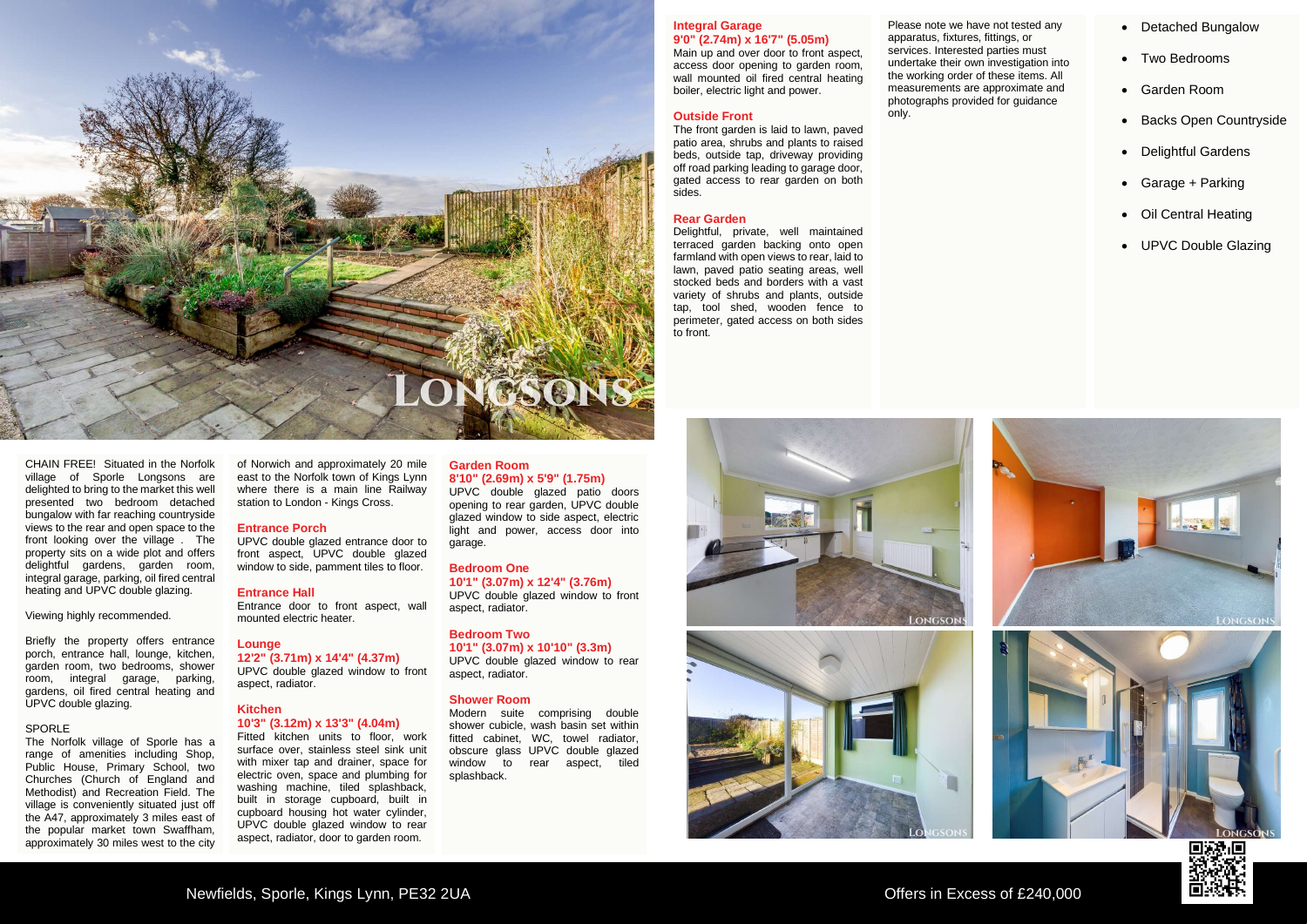CHAIN FREE! Situated in the Norfolk village of Sporle Longsons are delighted to bring to the market this well presented two bedroom detached bungalow with far reaching countryside views to the rear and open space to the front looking over the village . The property sits on a wide plot and offers delightful gardens, garden room, integral garage, parking, oil fired central heating and UPVC double glazing.

Viewing highly recommended.

Briefly the property offers entrance porch, entrance hall, lounge, kitchen, garden room, two bedrooms, shower room, integral garage, parking, gardens, oil fired central heating and UPVC double glazing.

SPORLE
The Norfolk village of Sporle has a range of amenities including Shop, Public House, Primary School, two Churches (Church of England and Methodist) and Recreation Field. The village is conveniently situated just off the A47, approximately 3 miles east of the popular market town Swaffham, approximately 30 miles west to the city of Norwich and approximately 20 mile east to the Norfolk town of Kings Lynn where there is a main line Railway station to London - Kings Cross.

**Entrance Porch**
UPVC double glazed entrance door to front aspect, UPVC double glazed window to side, pamment tiles to floor.

**Entrance Hall**
Entrance door to front aspect, wall mounted electric heater.

**Lounge**
**12'2" (3.71m) x 14'4" (4.37m)**
UPVC double glazed window to front aspect, radiator.

**Kitchen**
**10'3" (3.12m) x 13'3" (4.04m)**
Fitted kitchen units to floor, work surface over, stainless steel sink unit with mixer tap and drainer, space for electric oven, space and plumbing for washing machine, tiled splashback, built in storage cupboard, built in cupboard housing hot water cylinder, UPVC double glazed window to rear aspect, radiator, door to garden room.

**Garden Room**
**8'10" (2.69m) x 5'9" (1.75m)**
UPVC double glazed patio doors opening to rear garden, UPVC double glazed window to side aspect, electric light and power, access door into garage.

**Bedroom One**
**10'1" (3.07m) x 12'4" (3.76m)**
UPVC double glazed window to front aspect, radiator.

**Bedroom Two**
**10'1" (3.07m) x 10'10" (3.3m)**
UPVC double glazed window to rear aspect, radiator.

**Shower Room**
Modern suite comprising double shower cubicle, wash basin set within fitted cabinet, WC, towel radiator, obscure glass UPVC double glazed window to rear aspect, tiled splashback.

**Integral Garage**
**9'0" (2.74m) x 16'7" (5.05m)**
Main up and over door to front aspect, access door opening to garden room, wall mounted oil fired central heating boiler, electric light and power.

**Outside Front**
The front garden is laid to lawn, paved patio area, shrubs and plants to raised beds, outside tap, driveway providing off road parking leading to garage door, gated access to rear garden on both sides.

**Rear Garden**
Delightful, private, well maintained terraced garden backing onto open farmland with open views to rear, laid to lawn, paved patio seating areas, well stocked beds and borders with a vast variety of shrubs and plants, outside tap, tool shed, wooden fence to perimeter, gated access on both sides to front.

Please note we have not tested any apparatus, fixtures, fittings, or services. Interested parties must undertake their own investigation into the working order of these items. All measurements are approximate and photographs provided for guidance only.

- Detached Bungalow
- Two Bedrooms
- Garden Room
- Backs Open Countryside
- Delightful Gardens
- Garage + Parking
- Oil Central Heating
- UPVC Double Glazing

Newfields, Sporle, Kings Lynn, PE32 2UA

Offers in Excess of £240,000